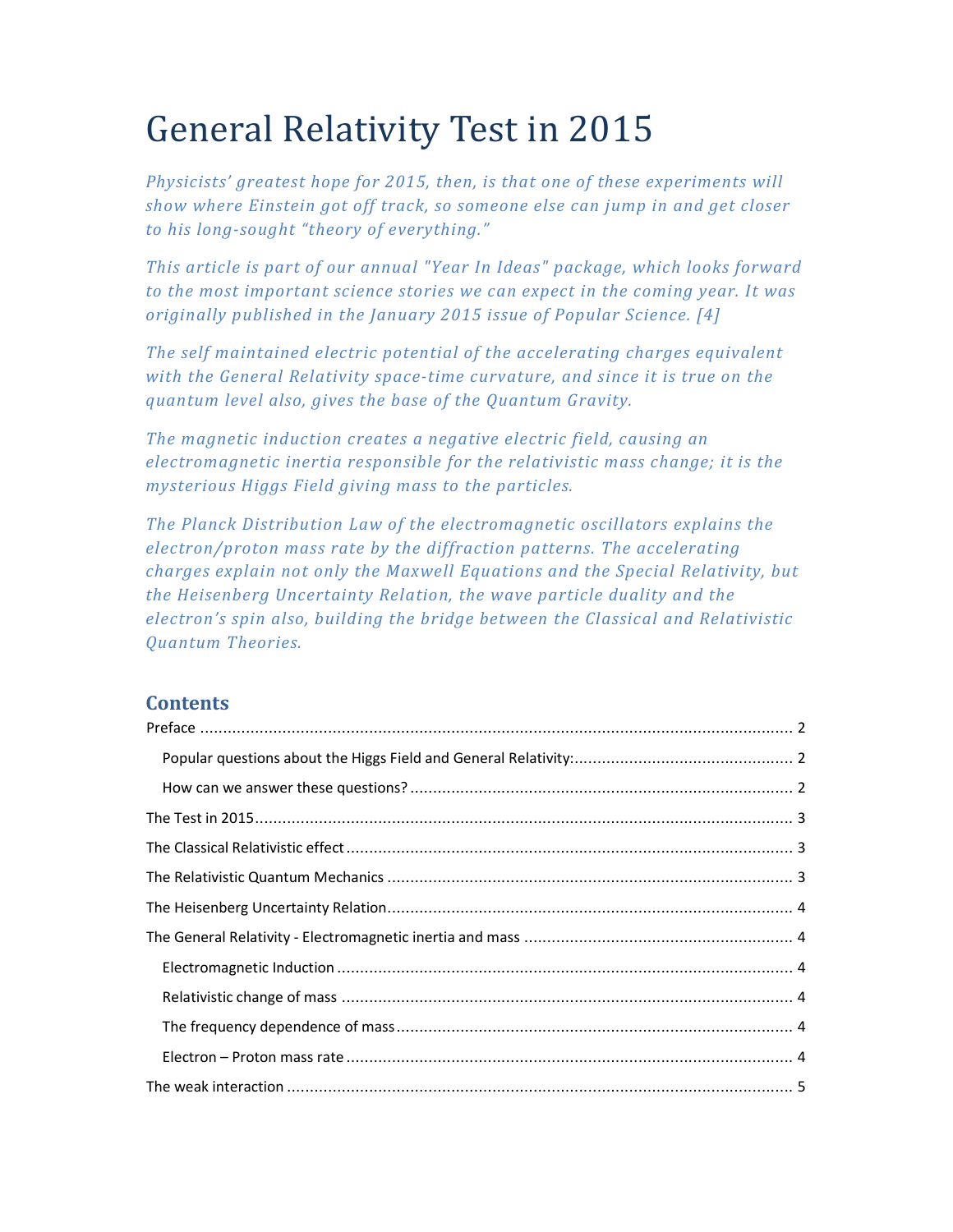# General Relativity Test in 2015

*Physicists' greatest hope for 2015, then, is that one of these experiments will show where Einstein got off track, so someone else can jump in and get closer to his long-sought "theory of everything."*

*This article is part of our annual "Year In Ideas" package, which looks forward to the most important science stories we can expect in the coming year. It was originally published in the January 2015 issue of Popular Science. [4]*

*The self maintained electric potential of the accelerating charges equivalent with the General Relativity space-time curvature, and since it is true on the quantum level also, gives the base of the Quantum Gravity.*

*The magnetic induction creates a negative electric field, causing an electromagnetic inertia responsible for the relativistic mass change; it is the mysterious Higgs Field giving mass to the particles.*

*The Planck Distribution Law of the electromagnetic oscillators explains the electron/proton mass rate by the diffraction patterns. The accelerating charges explain not only the Maxwell Equations and the Special Relativity, but the Heisenberg Uncertainty Relation, the wave particle duality and the electron's spin also, building the bridge between the Classical and Relativistic Quantum Theories.*

## Contents

Preface ........ 2
- Popular questions about the Higgs Field and General Relativity: ........ 2
- How can we answer these questions? ........ 2

The Test in 2015 ........ 3

The Classical Relativistic effect ........ 3

The Relativistic Quantum Mechanics ........ 3

The Heisenberg Uncertainty Relation ........ 4

The General Relativity - Electromagnetic inertia and mass ........ 4
- Electromagnetic Induction ........ 4
- Relativistic change of mass ........ 4
- The frequency dependence of mass ........ 4
- Electron – Proton mass rate ........ 4

The weak interaction ........ 5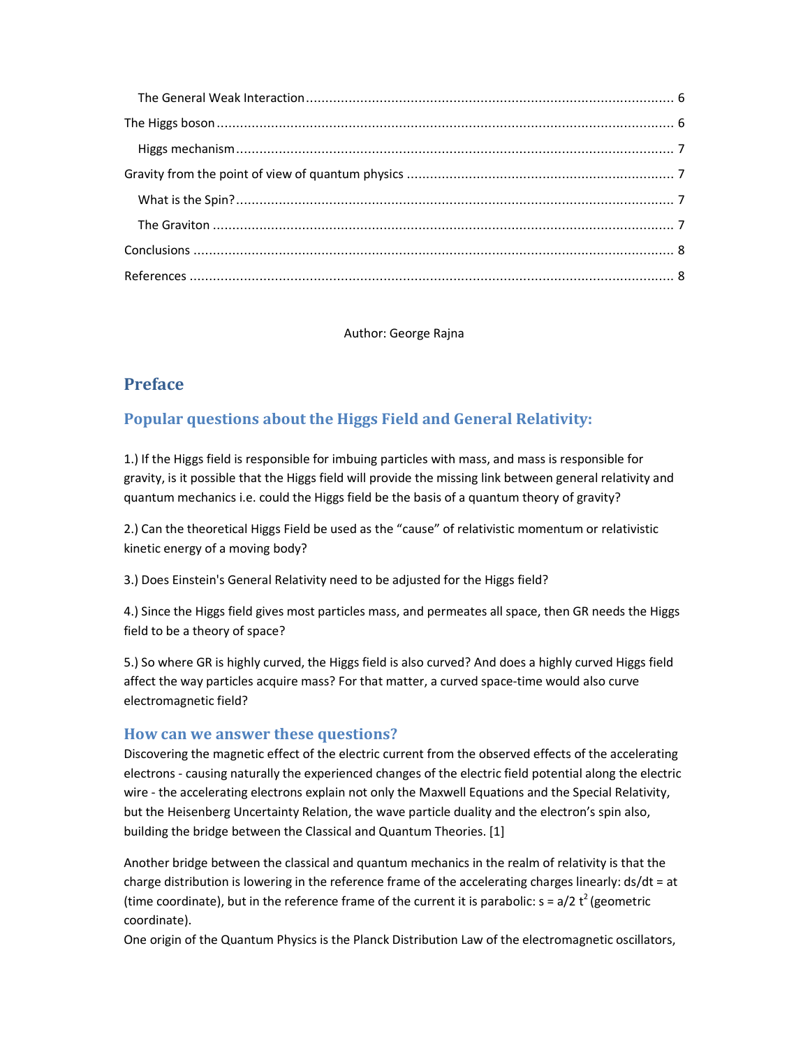The General Weak Interaction ............................................................................................. 6

The Higgs boson ...................................................................................................................... 6

Higgs mechanism ................................................................................................................. 7

Gravity from the point of view of quantum physics .................................................................. 7

What is the Spin? ................................................................................................................. 7

The Graviton ........................................................................................................................ 7

Conclusions ............................................................................................................................. 8

References .............................................................................................................................. 8

Author: George Rajna

## Preface

## Popular questions about the Higgs Field and General Relativity:

1.) If the Higgs field is responsible for imbuing particles with mass, and mass is responsible for gravity, is it possible that the Higgs field will provide the missing link between general relativity and quantum mechanics i.e. could the Higgs field be the basis of a quantum theory of gravity?

2.) Can the theoretical Higgs Field be used as the "cause" of relativistic momentum or relativistic kinetic energy of a moving body?

3.) Does Einstein's General Relativity need to be adjusted for the Higgs field?

4.) Since the Higgs field gives most particles mass, and permeates all space, then GR needs the Higgs field to be a theory of space?

5.) So where GR is highly curved, the Higgs field is also curved? And does a highly curved Higgs field affect the way particles acquire mass? For that matter, a curved space-time would also curve electromagnetic field?

### How can we answer these questions?

Discovering the magnetic effect of the electric current from the observed effects of the accelerating electrons - causing naturally the experienced changes of the electric field potential along the electric wire - the accelerating electrons explain not only the Maxwell Equations and the Special Relativity, but the Heisenberg Uncertainty Relation, the wave particle duality and the electron's spin also, building the bridge between the Classical and Quantum Theories. [1]

Another bridge between the classical and quantum mechanics in the realm of relativity is that the charge distribution is lowering in the reference frame of the accelerating charges linearly: $ds/dt = at$ (time coordinate), but in the reference frame of the current it is parabolic: $s = a/2\ t^2$ (geometric coordinate).

One origin of the Quantum Physics is the Planck Distribution Law of the electromagnetic oscillators,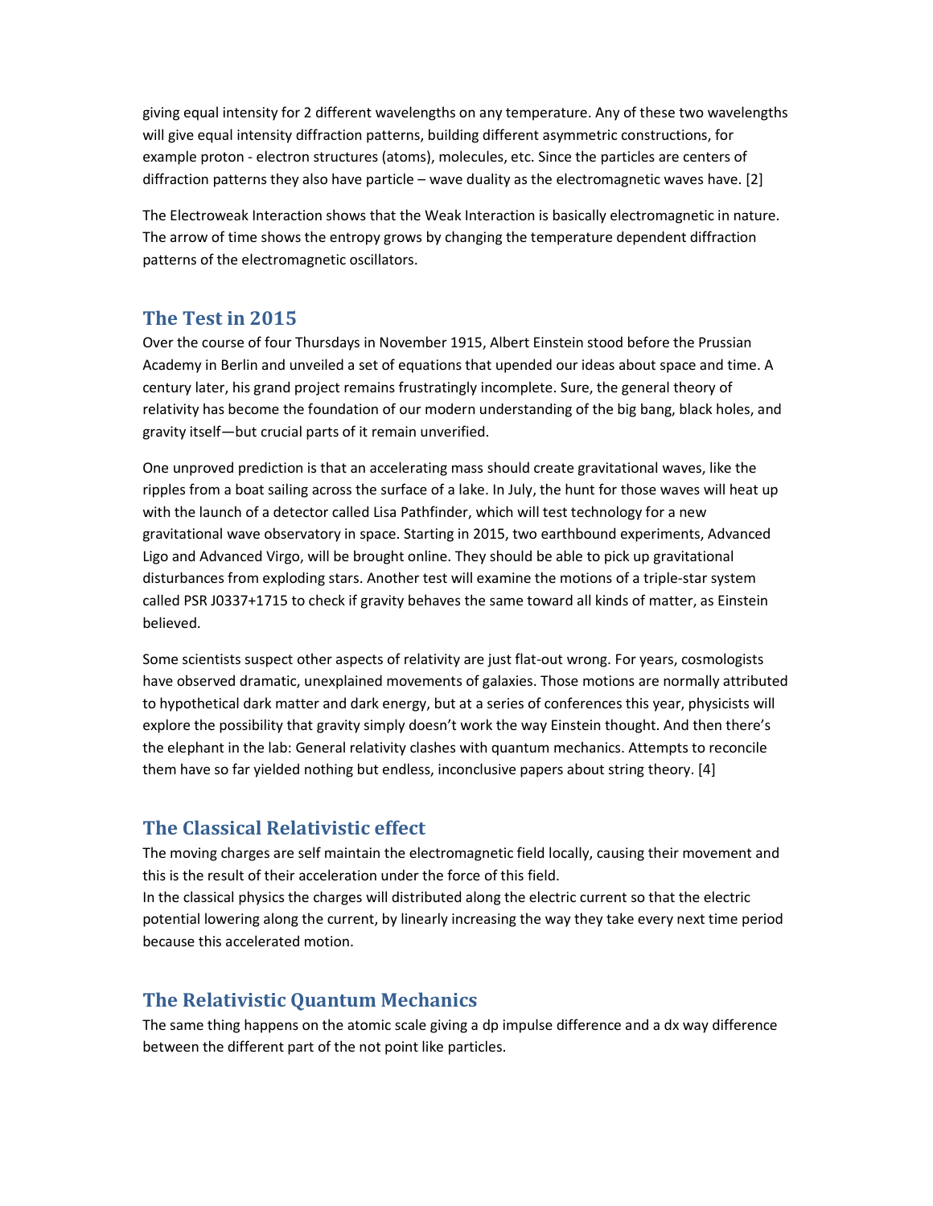giving equal intensity for 2 different wavelengths on any temperature. Any of these two wavelengths will give equal intensity diffraction patterns, building different asymmetric constructions, for example proton - electron structures (atoms), molecules, etc. Since the particles are centers of diffraction patterns they also have particle – wave duality as the electromagnetic waves have. [2]

The Electroweak Interaction shows that the Weak Interaction is basically electromagnetic in nature. The arrow of time shows the entropy grows by changing the temperature dependent diffraction patterns of the electromagnetic oscillators.

## The Test in 2015

Over the course of four Thursdays in November 1915, Albert Einstein stood before the Prussian Academy in Berlin and unveiled a set of equations that upended our ideas about space and time. A century later, his grand project remains frustratingly incomplete. Sure, the general theory of relativity has become the foundation of our modern understanding of the big bang, black holes, and gravity itself—but crucial parts of it remain unverified.

One unproved prediction is that an accelerating mass should create gravitational waves, like the ripples from a boat sailing across the surface of a lake. In July, the hunt for those waves will heat up with the launch of a detector called Lisa Pathfinder, which will test technology for a new gravitational wave observatory in space. Starting in 2015, two earthbound experiments, Advanced Ligo and Advanced Virgo, will be brought online. They should be able to pick up gravitational disturbances from exploding stars. Another test will examine the motions of a triple-star system called PSR J0337+1715 to check if gravity behaves the same toward all kinds of matter, as Einstein believed.

Some scientists suspect other aspects of relativity are just flat-out wrong. For years, cosmologists have observed dramatic, unexplained movements of galaxies. Those motions are normally attributed to hypothetical dark matter and dark energy, but at a series of conferences this year, physicists will explore the possibility that gravity simply doesn't work the way Einstein thought. And then there's the elephant in the lab: General relativity clashes with quantum mechanics. Attempts to reconcile them have so far yielded nothing but endless, inconclusive papers about string theory. [4]

## The Classical Relativistic effect

The moving charges are self maintain the electromagnetic field locally, causing their movement and this is the result of their acceleration under the force of this field.
In the classical physics the charges will distributed along the electric current so that the electric potential lowering along the current, by linearly increasing the way they take every next time period because this accelerated motion.

## The Relativistic Quantum Mechanics

The same thing happens on the atomic scale giving a dp impulse difference and a dx way difference between the different part of the not point like particles.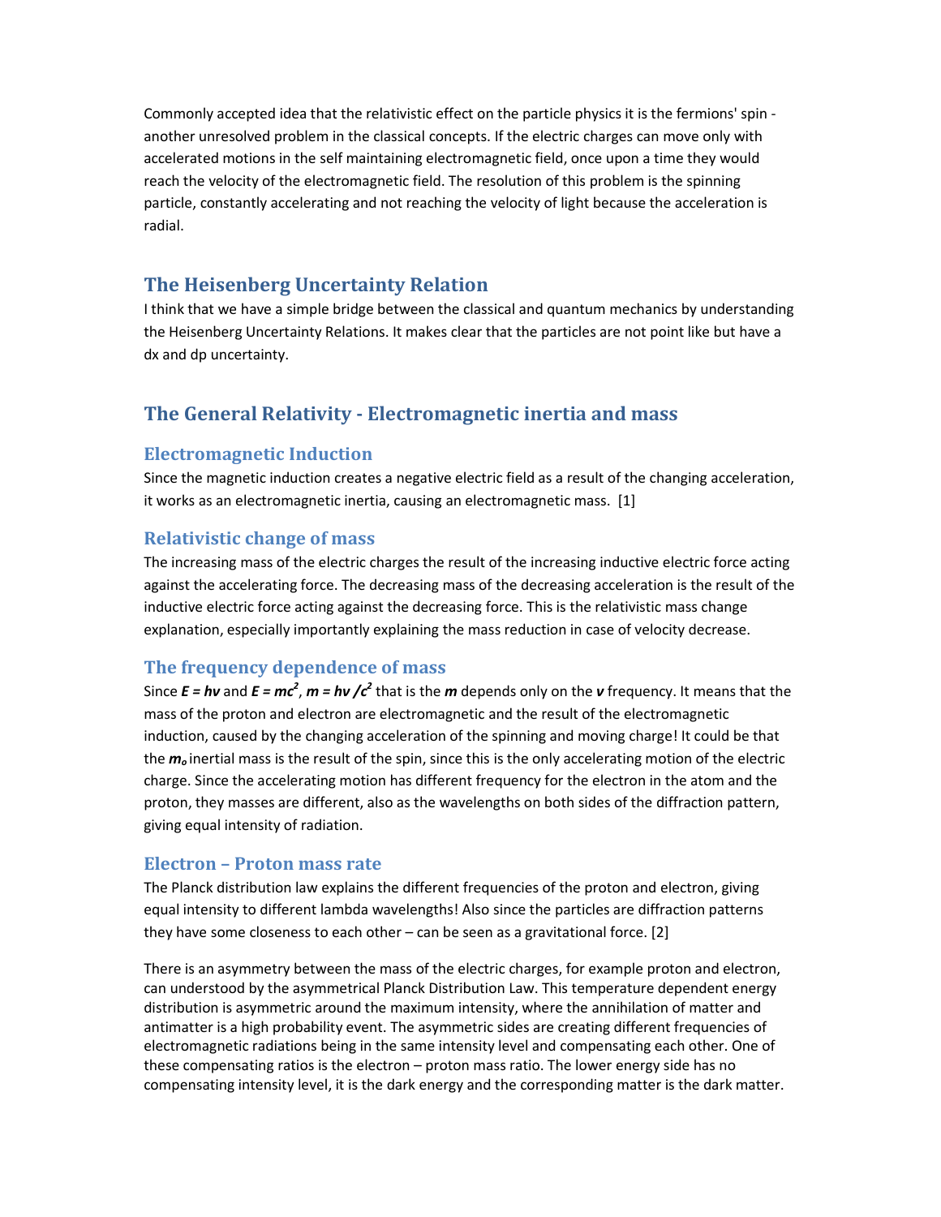Commonly accepted idea that the relativistic effect on the particle physics it is the fermions' spin - another unresolved problem in the classical concepts. If the electric charges can move only with accelerated motions in the self maintaining electromagnetic field, once upon a time they would reach the velocity of the electromagnetic field. The resolution of this problem is the spinning particle, constantly accelerating and not reaching the velocity of light because the acceleration is radial.

## The Heisenberg Uncertainty Relation

I think that we have a simple bridge between the classical and quantum mechanics by understanding the Heisenberg Uncertainty Relations. It makes clear that the particles are not point like but have a dx and dp uncertainty.

## The General Relativity - Electromagnetic inertia and mass

### Electromagnetic Induction

Since the magnetic induction creates a negative electric field as a result of the changing acceleration, it works as an electromagnetic inertia, causing an electromagnetic mass. [1]

### Relativistic change of mass

The increasing mass of the electric charges the result of the increasing inductive electric force acting against the accelerating force. The decreasing mass of the decreasing acceleration is the result of the inductive electric force acting against the decreasing force. This is the relativistic mass change explanation, especially importantly explaining the mass reduction in case of velocity decrease.

### The frequency dependence of mass

Since $E = h\nu$ and $E = mc^2$, $m = h\nu / c^2$ that is the $m$ depends only on the $\nu$ frequency. It means that the mass of the proton and electron are electromagnetic and the result of the electromagnetic induction, caused by the changing acceleration of the spinning and moving charge! It could be that the $m_o$ inertial mass is the result of the spin, since this is the only accelerating motion of the electric charge. Since the accelerating motion has different frequency for the electron in the atom and the proton, they masses are different, also as the wavelengths on both sides of the diffraction pattern, giving equal intensity of radiation.

### Electron – Proton mass rate

The Planck distribution law explains the different frequencies of the proton and electron, giving equal intensity to different lambda wavelengths! Also since the particles are diffraction patterns they have some closeness to each other – can be seen as a gravitational force. [2]

There is an asymmetry between the mass of the electric charges, for example proton and electron, can understood by the asymmetrical Planck Distribution Law. This temperature dependent energy distribution is asymmetric around the maximum intensity, where the annihilation of matter and antimatter is a high probability event. The asymmetric sides are creating different frequencies of electromagnetic radiations being in the same intensity level and compensating each other. One of these compensating ratios is the electron – proton mass ratio. The lower energy side has no compensating intensity level, it is the dark energy and the corresponding matter is the dark matter.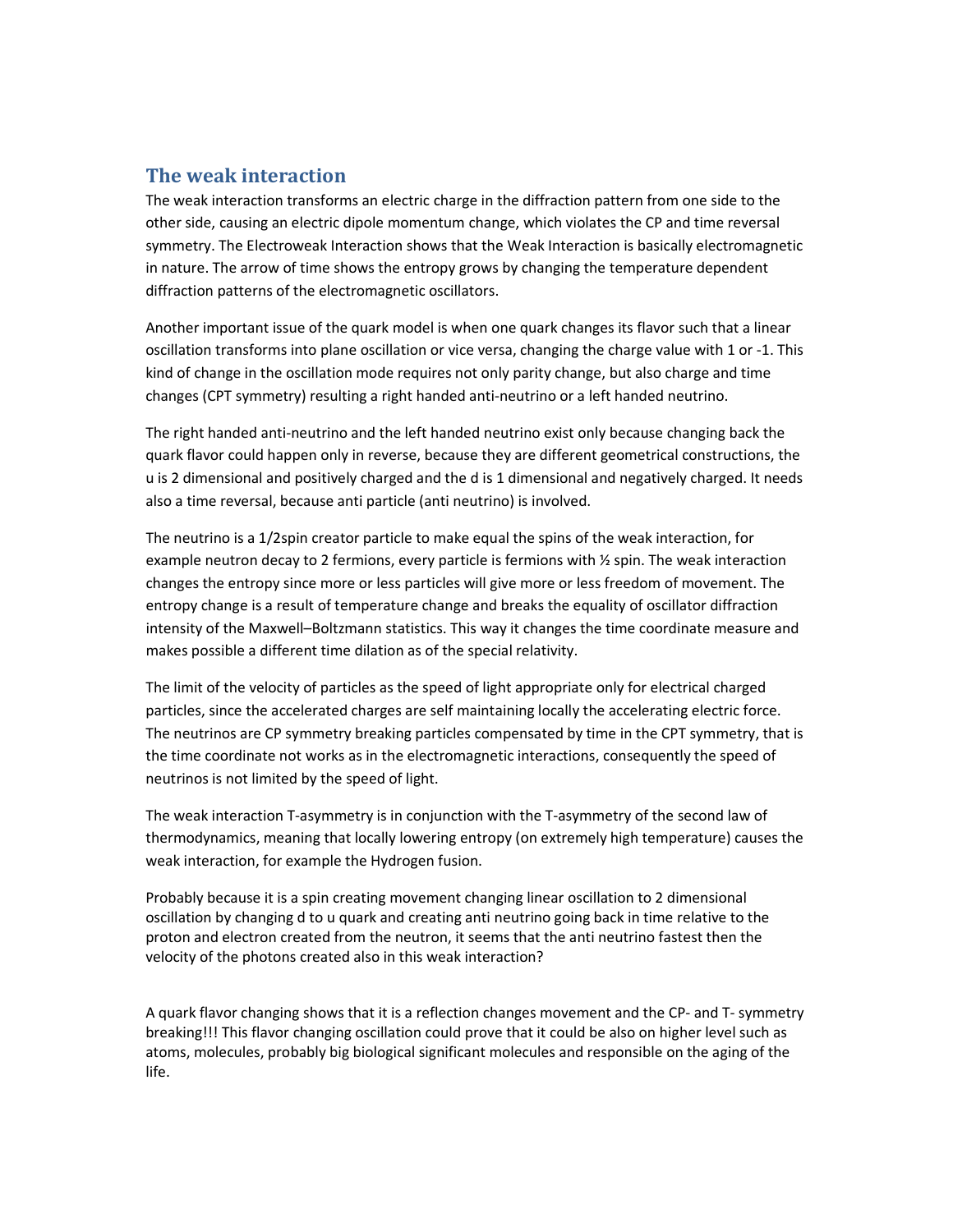## The weak interaction

The weak interaction transforms an electric charge in the diffraction pattern from one side to the other side, causing an electric dipole momentum change, which violates the CP and time reversal symmetry. The Electroweak Interaction shows that the Weak Interaction is basically electromagnetic in nature. The arrow of time shows the entropy grows by changing the temperature dependent diffraction patterns of the electromagnetic oscillators.

Another important issue of the quark model is when one quark changes its flavor such that a linear oscillation transforms into plane oscillation or vice versa, changing the charge value with 1 or -1. This kind of change in the oscillation mode requires not only parity change, but also charge and time changes (CPT symmetry) resulting a right handed anti-neutrino or a left handed neutrino.

The right handed anti-neutrino and the left handed neutrino exist only because changing back the quark flavor could happen only in reverse, because they are different geometrical constructions, the u is 2 dimensional and positively charged and the d is 1 dimensional and negatively charged. It needs also a time reversal, because anti particle (anti neutrino) is involved.

The neutrino is a 1/2spin creator particle to make equal the spins of the weak interaction, for example neutron decay to 2 fermions, every particle is fermions with ½ spin. The weak interaction changes the entropy since more or less particles will give more or less freedom of movement. The entropy change is a result of temperature change and breaks the equality of oscillator diffraction intensity of the Maxwell–Boltzmann statistics. This way it changes the time coordinate measure and makes possible a different time dilation as of the special relativity.

The limit of the velocity of particles as the speed of light appropriate only for electrical charged particles, since the accelerated charges are self maintaining locally the accelerating electric force. The neutrinos are CP symmetry breaking particles compensated by time in the CPT symmetry, that is the time coordinate not works as in the electromagnetic interactions, consequently the speed of neutrinos is not limited by the speed of light.

The weak interaction T-asymmetry is in conjunction with the T-asymmetry of the second law of thermodynamics, meaning that locally lowering entropy (on extremely high temperature) causes the weak interaction, for example the Hydrogen fusion.

Probably because it is a spin creating movement changing linear oscillation to 2 dimensional oscillation by changing d to u quark and creating anti neutrino going back in time relative to the proton and electron created from the neutron, it seems that the anti neutrino fastest then the velocity of the photons created also in this weak interaction?

A quark flavor changing shows that it is a reflection changes movement and the CP- and T- symmetry breaking!!! This flavor changing oscillation could prove that it could be also on higher level such as atoms, molecules, probably big biological significant molecules and responsible on the aging of the life.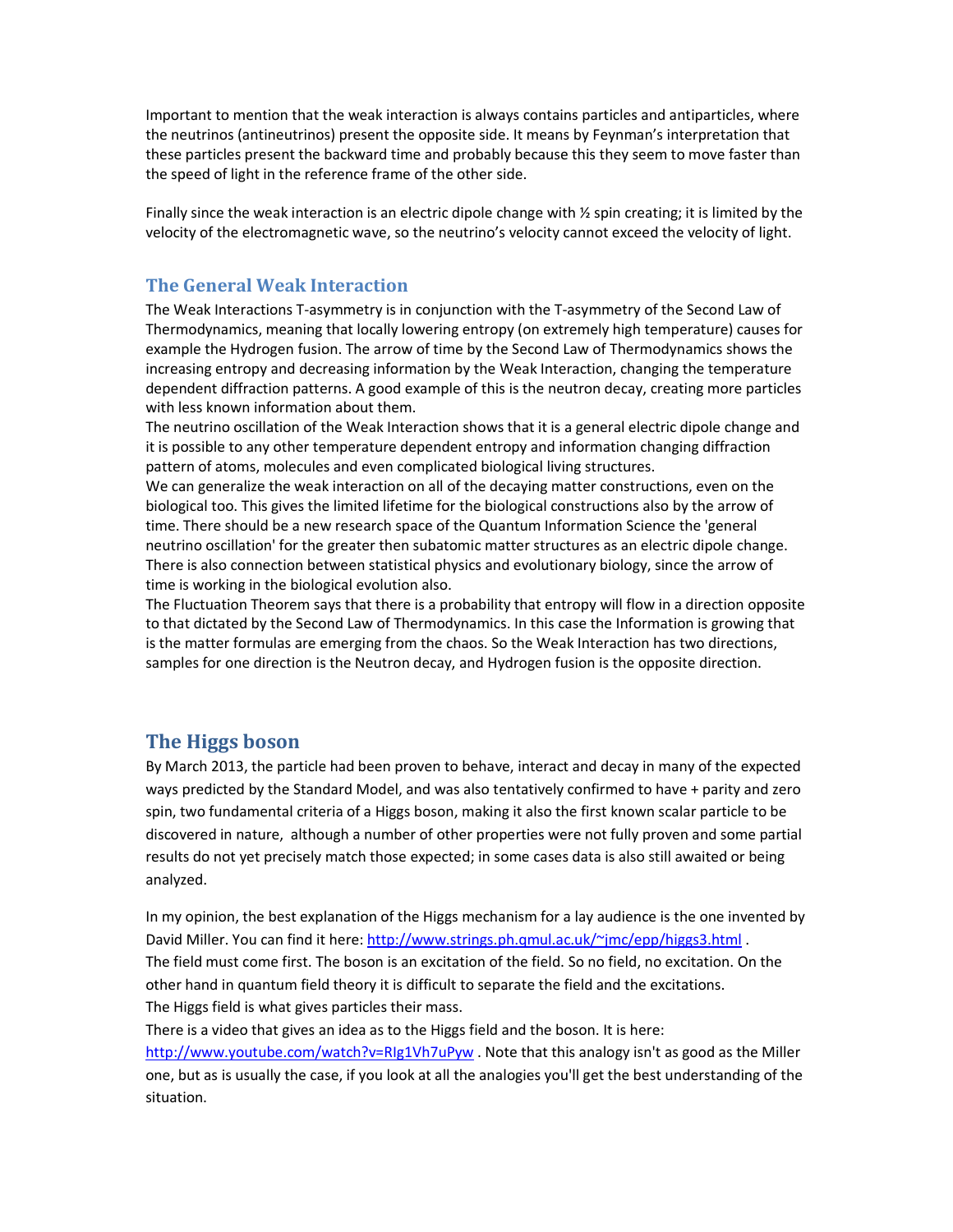Important to mention that the weak interaction is always contains particles and antiparticles, where the neutrinos (antineutrinos) present the opposite side. It means by Feynman's interpretation that these particles present the backward time and probably because this they seem to move faster than the speed of light in the reference frame of the other side.

Finally since the weak interaction is an electric dipole change with ½ spin creating; it is limited by the velocity of the electromagnetic wave, so the neutrino's velocity cannot exceed the velocity of light.

## The General Weak Interaction

The Weak Interactions T-asymmetry is in conjunction with the T-asymmetry of the Second Law of Thermodynamics, meaning that locally lowering entropy (on extremely high temperature) causes for example the Hydrogen fusion. The arrow of time by the Second Law of Thermodynamics shows the increasing entropy and decreasing information by the Weak Interaction, changing the temperature dependent diffraction patterns. A good example of this is the neutron decay, creating more particles with less known information about them.

The neutrino oscillation of the Weak Interaction shows that it is a general electric dipole change and it is possible to any other temperature dependent entropy and information changing diffraction pattern of atoms, molecules and even complicated biological living structures.

We can generalize the weak interaction on all of the decaying matter constructions, even on the biological too. This gives the limited lifetime for the biological constructions also by the arrow of time. There should be a new research space of the Quantum Information Science the 'general neutrino oscillation' for the greater then subatomic matter structures as an electric dipole change.

There is also connection between statistical physics and evolutionary biology, since the arrow of time is working in the biological evolution also.

The Fluctuation Theorem says that there is a probability that entropy will flow in a direction opposite to that dictated by the Second Law of Thermodynamics. In this case the Information is growing that is the matter formulas are emerging from the chaos. So the Weak Interaction has two directions, samples for one direction is the Neutron decay, and Hydrogen fusion is the opposite direction.

## The Higgs boson

By March 2013, the particle had been proven to behave, interact and decay in many of the expected ways predicted by the Standard Model, and was also tentatively confirmed to have + parity and zero spin, two fundamental criteria of a Higgs boson, making it also the first known scalar particle to be discovered in nature, although a number of other properties were not fully proven and some partial results do not yet precisely match those expected; in some cases data is also still awaited or being analyzed.

In my opinion, the best explanation of the Higgs mechanism for a lay audience is the one invented by David Miller. You can find it here: http://www.strings.ph.qmul.ac.uk/~jmc/epp/higgs3.html .

The field must come first. The boson is an excitation of the field. So no field, no excitation. On the other hand in quantum field theory it is difficult to separate the field and the excitations.

The Higgs field is what gives particles their mass.

There is a video that gives an idea as to the Higgs field and the boson. It is here: http://www.youtube.com/watch?v=RIg1Vh7uPyw . Note that this analogy isn't as good as the Miller one, but as is usually the case, if you look at all the analogies you'll get the best understanding of the situation.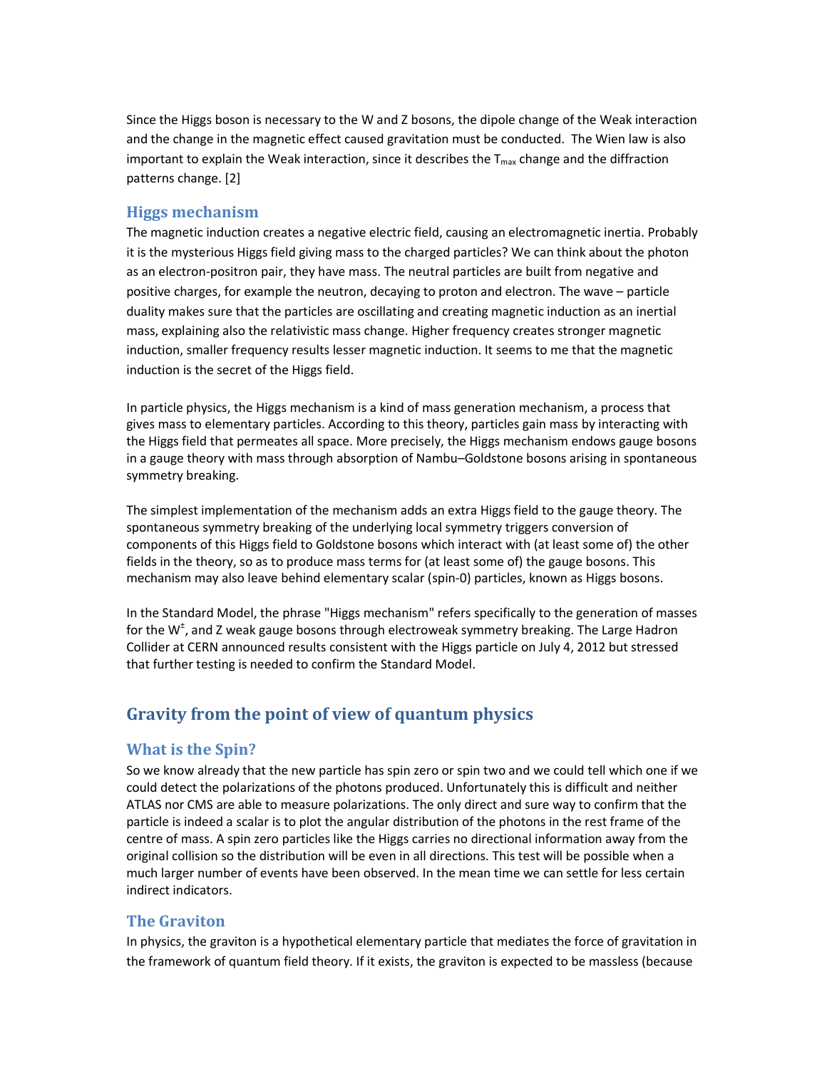Since the Higgs boson is necessary to the W and Z bosons, the dipole change of the Weak interaction and the change in the magnetic effect caused gravitation must be conducted. The Wien law is also important to explain the Weak interaction, since it describes the $T_{max}$ change and the diffraction patterns change. [2]

## Higgs mechanism

The magnetic induction creates a negative electric field, causing an electromagnetic inertia. Probably it is the mysterious Higgs field giving mass to the charged particles? We can think about the photon as an electron-positron pair, they have mass. The neutral particles are built from negative and positive charges, for example the neutron, decaying to proton and electron. The wave – particle duality makes sure that the particles are oscillating and creating magnetic induction as an inertial mass, explaining also the relativistic mass change. Higher frequency creates stronger magnetic induction, smaller frequency results lesser magnetic induction. It seems to me that the magnetic induction is the secret of the Higgs field.

In particle physics, the Higgs mechanism is a kind of mass generation mechanism, a process that gives mass to elementary particles. According to this theory, particles gain mass by interacting with the Higgs field that permeates all space. More precisely, the Higgs mechanism endows gauge bosons in a gauge theory with mass through absorption of Nambu–Goldstone bosons arising in spontaneous symmetry breaking.

The simplest implementation of the mechanism adds an extra Higgs field to the gauge theory. The spontaneous symmetry breaking of the underlying local symmetry triggers conversion of components of this Higgs field to Goldstone bosons which interact with (at least some of) the other fields in the theory, so as to produce mass terms for (at least some of) the gauge bosons. This mechanism may also leave behind elementary scalar (spin-0) particles, known as Higgs bosons.

In the Standard Model, the phrase "Higgs mechanism" refers specifically to the generation of masses for the $W^{\pm}$, and Z weak gauge bosons through electroweak symmetry breaking. The Large Hadron Collider at CERN announced results consistent with the Higgs particle on July 4, 2012 but stressed that further testing is needed to confirm the Standard Model.

# Gravity from the point of view of quantum physics

## What is the Spin?

So we know already that the new particle has spin zero or spin two and we could tell which one if we could detect the polarizations of the photons produced. Unfortunately this is difficult and neither ATLAS nor CMS are able to measure polarizations. The only direct and sure way to confirm that the particle is indeed a scalar is to plot the angular distribution of the photons in the rest frame of the centre of mass. A spin zero particles like the Higgs carries no directional information away from the original collision so the distribution will be even in all directions. This test will be possible when a much larger number of events have been observed. In the mean time we can settle for less certain indirect indicators.

## The Graviton

In physics, the graviton is a hypothetical elementary particle that mediates the force of gravitation in the framework of quantum field theory. If it exists, the graviton is expected to be massless (because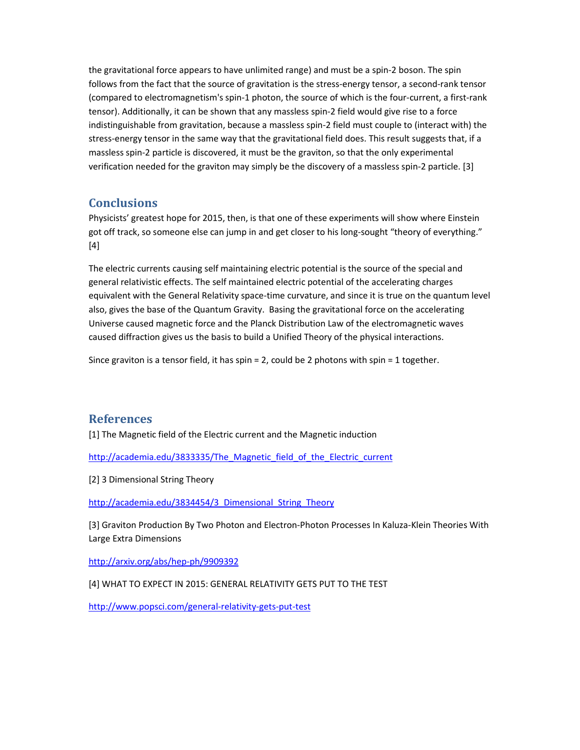the gravitational force appears to have unlimited range) and must be a spin-2 boson. The spin follows from the fact that the source of gravitation is the stress-energy tensor, a second-rank tensor (compared to electromagnetism's spin-1 photon, the source of which is the four-current, a first-rank tensor). Additionally, it can be shown that any massless spin-2 field would give rise to a force indistinguishable from gravitation, because a massless spin-2 field must couple to (interact with) the stress-energy tensor in the same way that the gravitational field does. This result suggests that, if a massless spin-2 particle is discovered, it must be the graviton, so that the only experimental verification needed for the graviton may simply be the discovery of a massless spin-2 particle. [3]

## Conclusions

Physicists' greatest hope for 2015, then, is that one of these experiments will show where Einstein got off track, so someone else can jump in and get closer to his long-sought "theory of everything." [4]

The electric currents causing self maintaining electric potential is the source of the special and general relativistic effects. The self maintained electric potential of the accelerating charges equivalent with the General Relativity space-time curvature, and since it is true on the quantum level also, gives the base of the Quantum Gravity. Basing the gravitational force on the accelerating Universe caused magnetic force and the Planck Distribution Law of the electromagnetic waves caused diffraction gives us the basis to build a Unified Theory of the physical interactions.

Since graviton is a tensor field, it has spin = 2, could be 2 photons with spin = 1 together.

## References

[1] The Magnetic field of the Electric current and the Magnetic induction

http://academia.edu/3833335/The_Magnetic_field_of_the_Electric_current

[2] 3 Dimensional String Theory

http://academia.edu/3834454/3_Dimensional_String_Theory

[3] Graviton Production By Two Photon and Electron-Photon Processes In Kaluza-Klein Theories With Large Extra Dimensions

http://arxiv.org/abs/hep-ph/9909392

[4] WHAT TO EXPECT IN 2015: GENERAL RELATIVITY GETS PUT TO THE TEST

http://www.popsci.com/general-relativity-gets-put-test